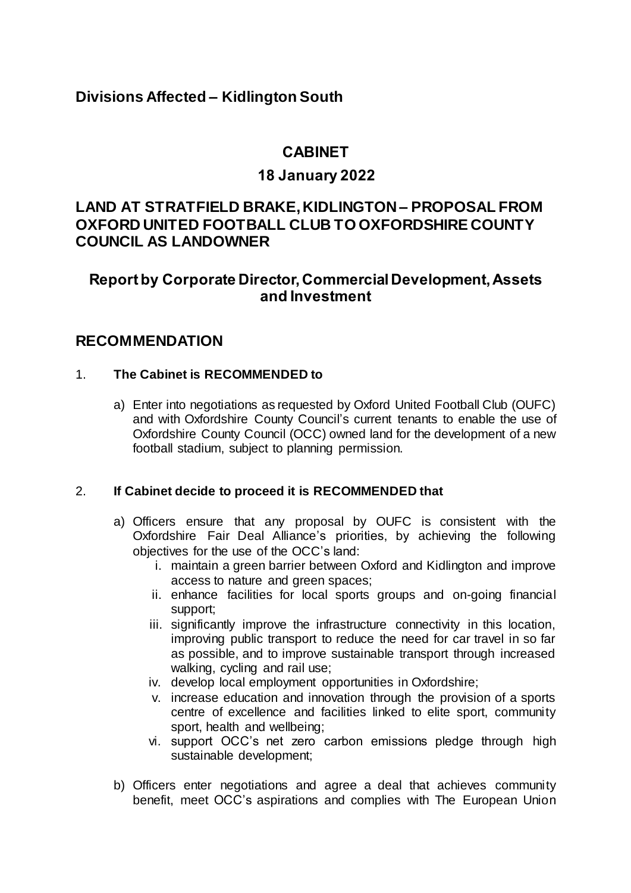## Divisions Affected – Kidlington South

# CABINET

## 18 January 2022

## LAND AT STRATFIELD BRAKE, KIDLINGTON – PROPOSAL FROM OXFORD UNITED FOOTBALL CLUB TO OXFORDSHIRE COUNTY COUNCIL AS LANDOWNER

### Report by Corporate Director, Commercial Development, Assets and Investment

## RECOMMENDATION

1. **The Cabinet is RECOMMENDED to**

   a) Enter into negotiations as requested by Oxford United Football Club (OUFC) and with Oxfordshire County Council's current tenants to enable the use of Oxfordshire County Council (OCC) owned land for the development of a new football stadium, subject to planning permission.

2. **If Cabinet decide to proceed it is RECOMMENDED that**

   a) Officers ensure that any proposal by OUFC is consistent with the Oxfordshire Fair Deal Alliance's priorities, by achieving the following objectives for the use of the OCC's land:

      i. maintain a green barrier between Oxford and Kidlington and improve access to nature and green spaces;
      ii. enhance facilities for local sports groups and on-going financial support;
      iii. significantly improve the infrastructure connectivity in this location, improving public transport to reduce the need for car travel in so far as possible, and to improve sustainable transport through increased walking, cycling and rail use;
      iv. develop local employment opportunities in Oxfordshire;
      v. increase education and innovation through the provision of a sports centre of excellence and facilities linked to elite sport, community sport, health and wellbeing;
      vi. support OCC's net zero carbon emissions pledge through high sustainable development;

   b) Officers enter negotiations and agree a deal that achieves community benefit, meet OCC's aspirations and complies with The European Union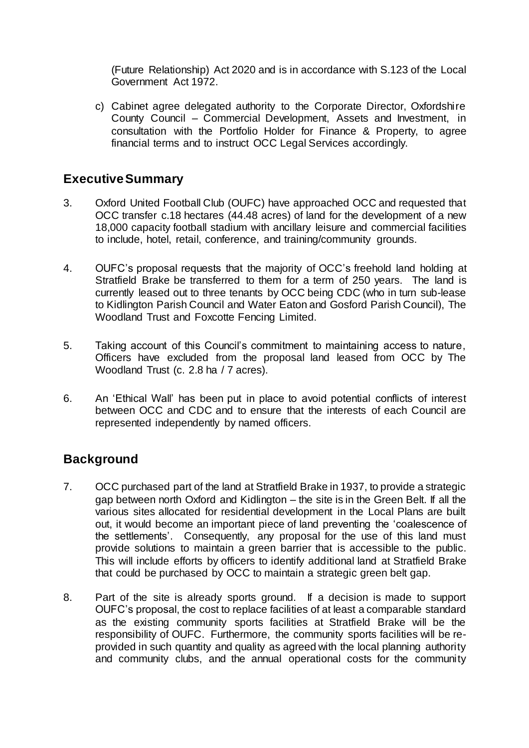(Future Relationship) Act 2020 and is in accordance with S.123 of the Local Government Act 1972.

c) Cabinet agree delegated authority to the Corporate Director, Oxfordshire County Council – Commercial Development, Assets and Investment, in consultation with the Portfolio Holder for Finance & Property, to agree financial terms and to instruct OCC Legal Services accordingly.

## Executive Summary

3. Oxford United Football Club (OUFC) have approached OCC and requested that OCC transfer c.18 hectares (44.48 acres) of land for the development of a new 18,000 capacity football stadium with ancillary leisure and commercial facilities to include, hotel, retail, conference, and training/community grounds.

4. OUFC's proposal requests that the majority of OCC's freehold land holding at Stratfield Brake be transferred to them for a term of 250 years. The land is currently leased out to three tenants by OCC being CDC (who in turn sub-lease to Kidlington Parish Council and Water Eaton and Gosford Parish Council), The Woodland Trust and Foxcotte Fencing Limited.

5. Taking account of this Council's commitment to maintaining access to nature, Officers have excluded from the proposal land leased from OCC by The Woodland Trust (c. 2.8 ha / 7 acres).

6. An 'Ethical Wall' has been put in place to avoid potential conflicts of interest between OCC and CDC and to ensure that the interests of each Council are represented independently by named officers.

## Background

7. OCC purchased part of the land at Stratfield Brake in 1937, to provide a strategic gap between north Oxford and Kidlington – the site is in the Green Belt. If all the various sites allocated for residential development in the Local Plans are built out, it would become an important piece of land preventing the 'coalescence of the settlements'. Consequently, any proposal for the use of this land must provide solutions to maintain a green barrier that is accessible to the public. This will include efforts by officers to identify additional land at Stratfield Brake that could be purchased by OCC to maintain a strategic green belt gap.

8. Part of the site is already sports ground. If a decision is made to support OUFC's proposal, the cost to replace facilities of at least a comparable standard as the existing community sports facilities at Stratfield Brake will be the responsibility of OUFC. Furthermore, the community sports facilities will be re-provided in such quantity and quality as agreed with the local planning authority and community clubs, and the annual operational costs for the community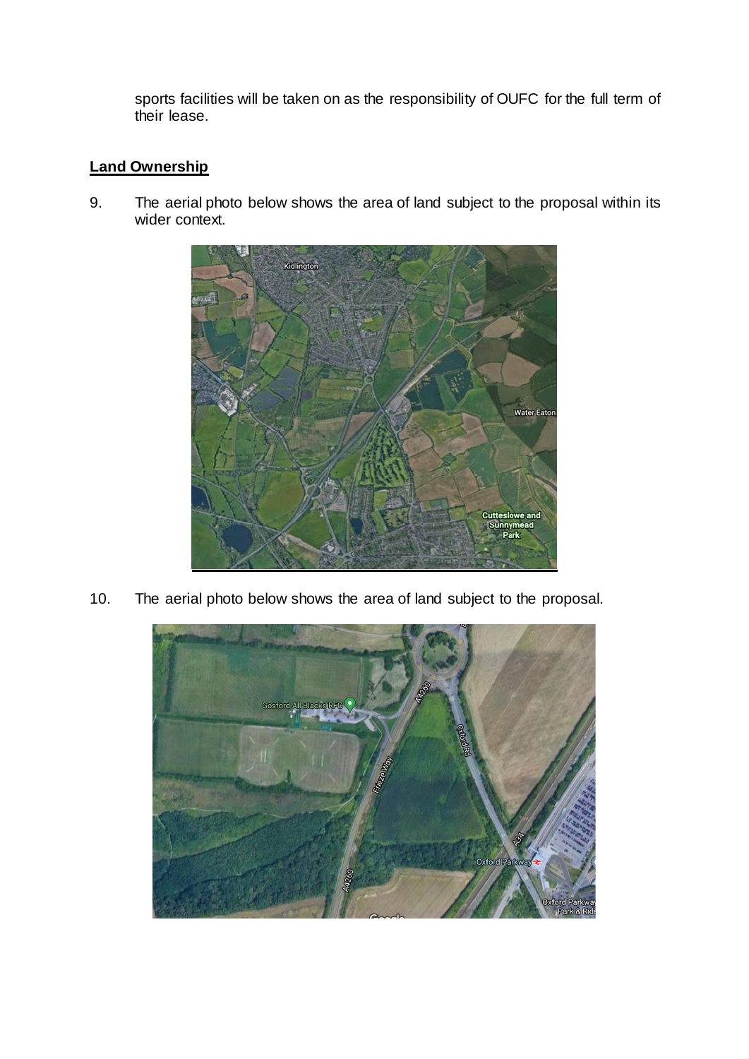sports facilities will be taken on as the responsibility of OUFC for the full term of their lease.

## Land Ownership

9. The aerial photo below shows the area of land subject to the proposal within its wider context.

10. The aerial photo below shows the area of land subject to the proposal.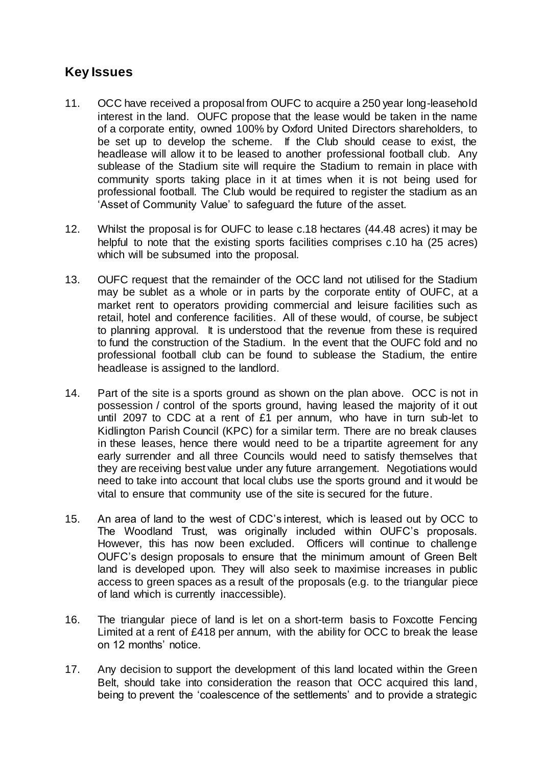## Key Issues

11. OCC have received a proposal from OUFC to acquire a 250 year long-leasehold interest in the land. OUFC propose that the lease would be taken in the name of a corporate entity, owned 100% by Oxford United Directors shareholders, to be set up to develop the scheme. If the Club should cease to exist, the headlease will allow it to be leased to another professional football club. Any sublease of the Stadium site will require the Stadium to remain in place with community sports taking place in it at times when it is not being used for professional football. The Club would be required to register the stadium as an 'Asset of Community Value' to safeguard the future of the asset.

12. Whilst the proposal is for OUFC to lease c.18 hectares (44.48 acres) it may be helpful to note that the existing sports facilities comprises c.10 ha (25 acres) which will be subsumed into the proposal.

13. OUFC request that the remainder of the OCC land not utilised for the Stadium may be sublet as a whole or in parts by the corporate entity of OUFC, at a market rent to operators providing commercial and leisure facilities such as retail, hotel and conference facilities. All of these would, of course, be subject to planning approval. It is understood that the revenue from these is required to fund the construction of the Stadium. In the event that the OUFC fold and no professional football club can be found to sublease the Stadium, the entire headlease is assigned to the landlord.

14. Part of the site is a sports ground as shown on the plan above. OCC is not in possession / control of the sports ground, having leased the majority of it out until 2097 to CDC at a rent of £1 per annum, who have in turn sub-let to Kidlington Parish Council (KPC) for a similar term. There are no break clauses in these leases, hence there would need to be a tripartite agreement for any early surrender and all three Councils would need to satisfy themselves that they are receiving best value under any future arrangement. Negotiations would need to take into account that local clubs use the sports ground and it would be vital to ensure that community use of the site is secured for the future.

15. An area of land to the west of CDC's interest, which is leased out by OCC to The Woodland Trust, was originally included within OUFC's proposals. However, this has now been excluded. Officers will continue to challenge OUFC's design proposals to ensure that the minimum amount of Green Belt land is developed upon. They will also seek to maximise increases in public access to green spaces as a result of the proposals (e.g. to the triangular piece of land which is currently inaccessible).

16. The triangular piece of land is let on a short-term basis to Foxcotte Fencing Limited at a rent of £418 per annum, with the ability for OCC to break the lease on 12 months' notice.

17. Any decision to support the development of this land located within the Green Belt, should take into consideration the reason that OCC acquired this land, being to prevent the 'coalescence of the settlements' and to provide a strategic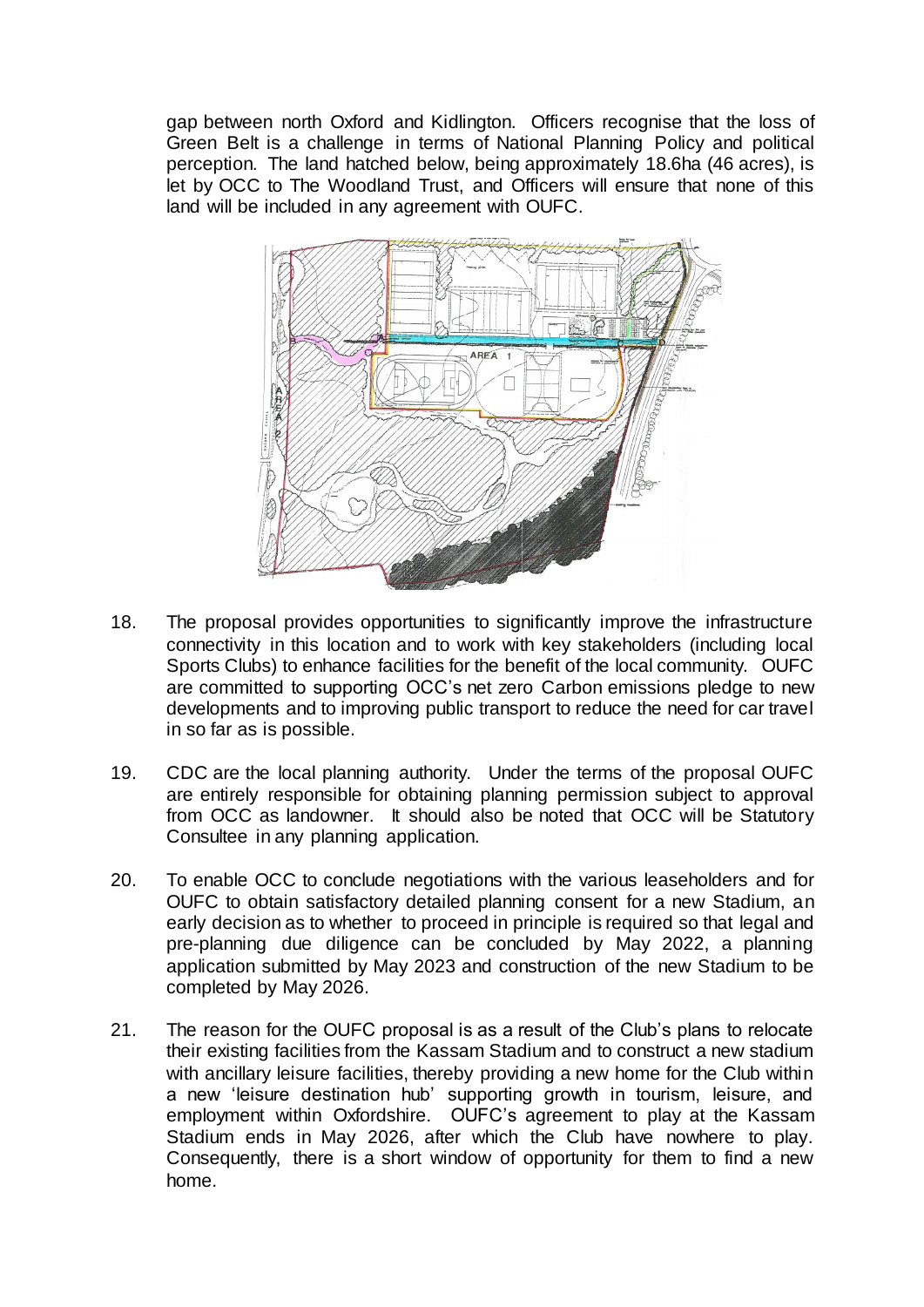gap between north Oxford and Kidlington. Officers recognise that the loss of Green Belt is a challenge in terms of National Planning Policy and political perception. The land hatched below, being approximately 18.6ha (46 acres), is let by OCC to The Woodland Trust, and Officers will ensure that none of this land will be included in any agreement with OUFC.

18. The proposal provides opportunities to significantly improve the infrastructure connectivity in this location and to work with key stakeholders (including local Sports Clubs) to enhance facilities for the benefit of the local community. OUFC are committed to supporting OCC's net zero Carbon emissions pledge to new developments and to improving public transport to reduce the need for car travel in so far as is possible.

19. CDC are the local planning authority. Under the terms of the proposal OUFC are entirely responsible for obtaining planning permission subject to approval from OCC as landowner. It should also be noted that OCC will be Statutory Consultee in any planning application.

20. To enable OCC to conclude negotiations with the various leaseholders and for OUFC to obtain satisfactory detailed planning consent for a new Stadium, an early decision as to whether to proceed in principle is required so that legal and pre-planning due diligence can be concluded by May 2022, a planning application submitted by May 2023 and construction of the new Stadium to be completed by May 2026.

21. The reason for the OUFC proposal is as a result of the Club's plans to relocate their existing facilities from the Kassam Stadium and to construct a new stadium with ancillary leisure facilities, thereby providing a new home for the Club within a new 'leisure destination hub' supporting growth in tourism, leisure, and employment within Oxfordshire. OUFC's agreement to play at the Kassam Stadium ends in May 2026, after which the Club have nowhere to play. Consequently, there is a short window of opportunity for them to find a new home.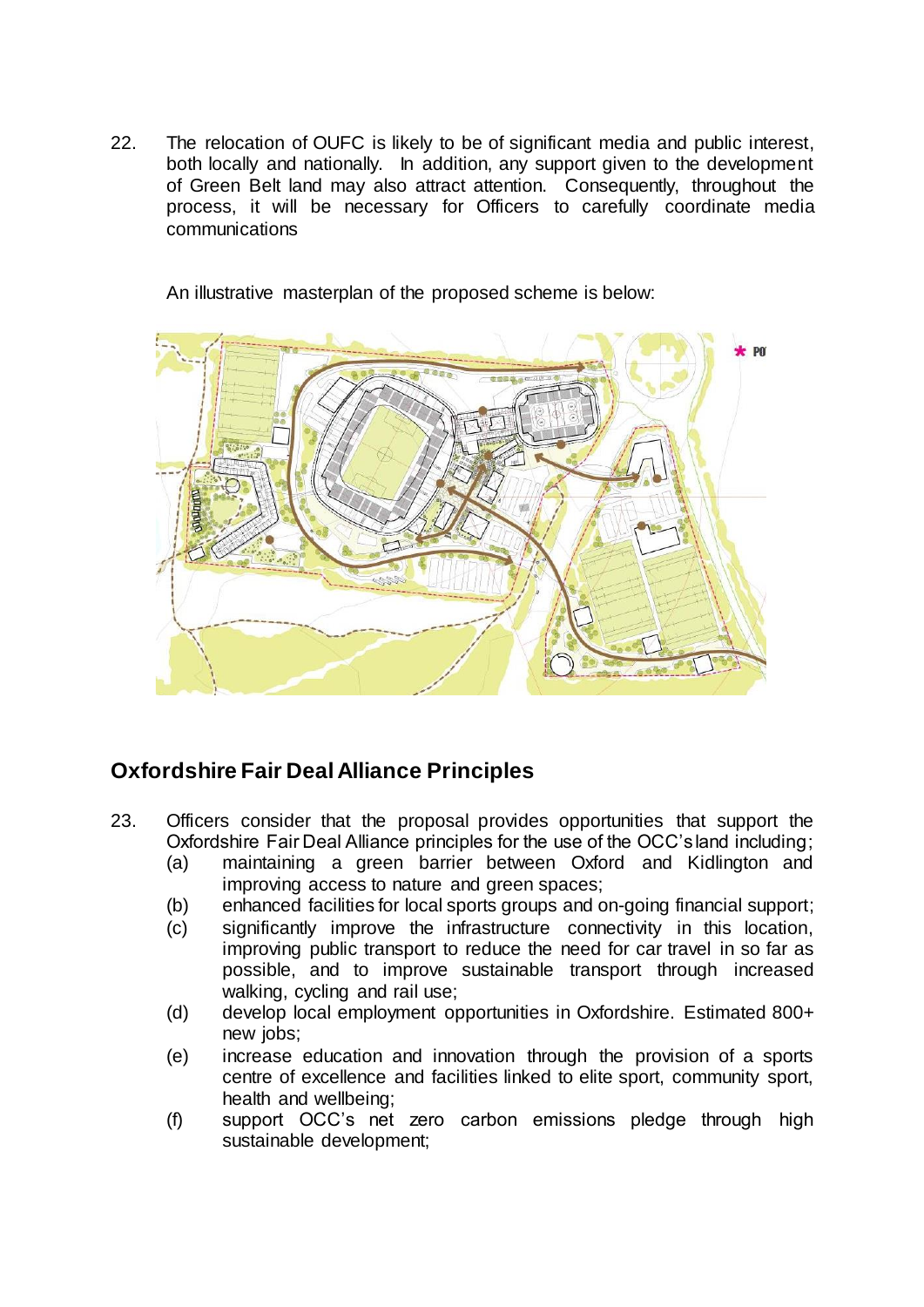22. The relocation of OUFC is likely to be of significant media and public interest, both locally and nationally. In addition, any support given to the development of Green Belt land may also attract attention. Consequently, throughout the process, it will be necessary for Officers to carefully coordinate media communications

An illustrative masterplan of the proposed scheme is below:

## Oxfordshire Fair Deal Alliance Principles

23. Officers consider that the proposal provides opportunities that support the Oxfordshire Fair Deal Alliance principles for the use of the OCC's land including;
    (a) maintaining a green barrier between Oxford and Kidlington and improving access to nature and green spaces;
    (b) enhanced facilities for local sports groups and on-going financial support;
    (c) significantly improve the infrastructure connectivity in this location, improving public transport to reduce the need for car travel in so far as possible, and to improve sustainable transport through increased walking, cycling and rail use;
    (d) develop local employment opportunities in Oxfordshire. Estimated 800+ new jobs;
    (e) increase education and innovation through the provision of a sports centre of excellence and facilities linked to elite sport, community sport, health and wellbeing;
    (f) support OCC's net zero carbon emissions pledge through high sustainable development;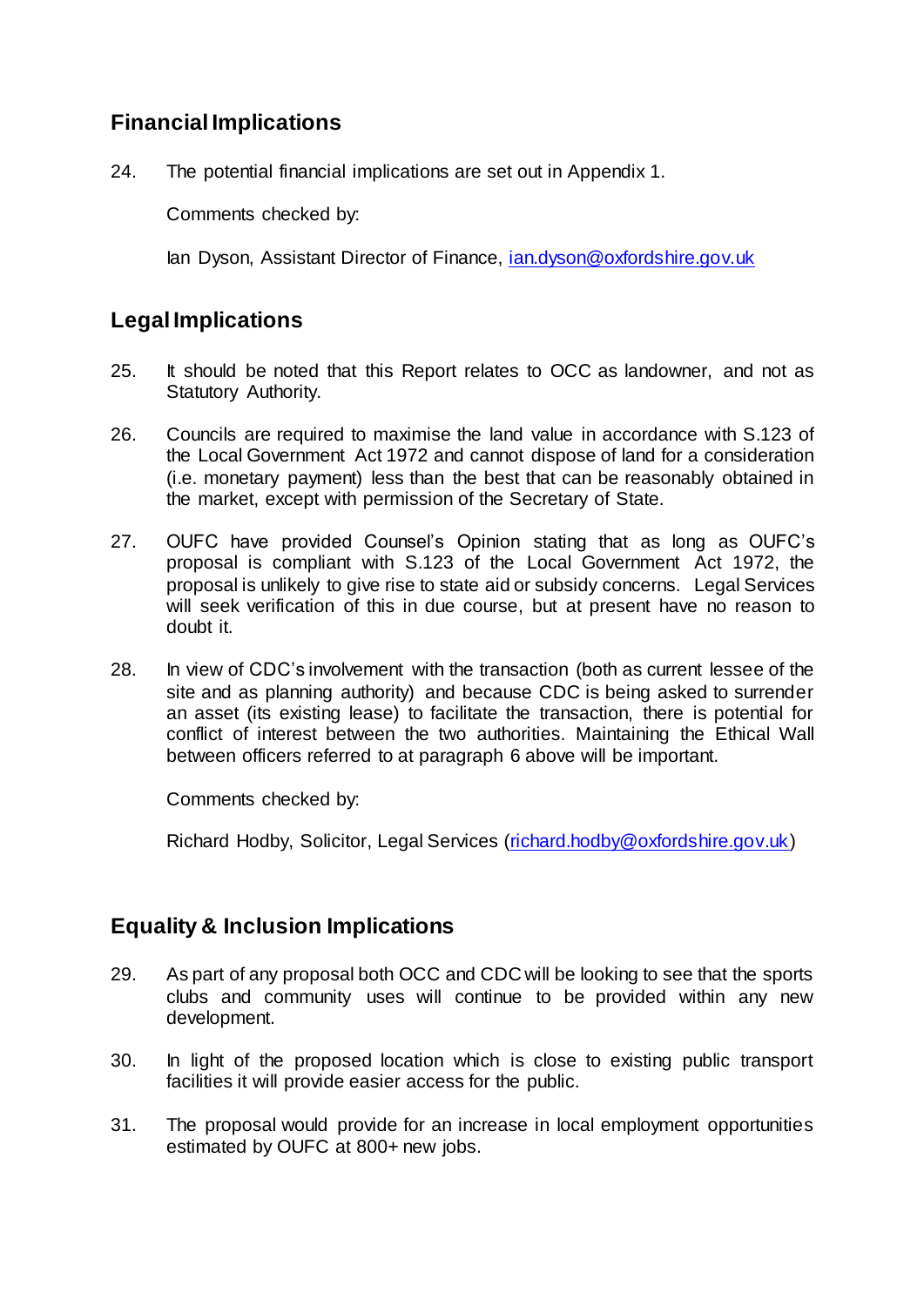## Financial Implications

24. The potential financial implications are set out in Appendix 1.

    Comments checked by:

    Ian Dyson, Assistant Director of Finance, ian.dyson@oxfordshire.gov.uk

## Legal Implications

25. It should be noted that this Report relates to OCC as landowner, and not as Statutory Authority.

26. Councils are required to maximise the land value in accordance with S.123 of the Local Government Act 1972 and cannot dispose of land for a consideration (i.e. monetary payment) less than the best that can be reasonably obtained in the market, except with permission of the Secretary of State.

27. OUFC have provided Counsel's Opinion stating that as long as OUFC's proposal is compliant with S.123 of the Local Government Act 1972, the proposal is unlikely to give rise to state aid or subsidy concerns. Legal Services will seek verification of this in due course, but at present have no reason to doubt it.

28. In view of CDC's involvement with the transaction (both as current lessee of the site and as planning authority) and because CDC is being asked to surrender an asset (its existing lease) to facilitate the transaction, there is potential for conflict of interest between the two authorities. Maintaining the Ethical Wall between officers referred to at paragraph 6 above will be important.

    Comments checked by:

    Richard Hodby, Solicitor, Legal Services (richard.hodby@oxfordshire.gov.uk)

## Equality & Inclusion Implications

29. As part of any proposal both OCC and CDC will be looking to see that the sports clubs and community uses will continue to be provided within any new development.

30. In light of the proposed location which is close to existing public transport facilities it will provide easier access for the public.

31. The proposal would provide for an increase in local employment opportunities estimated by OUFC at 800+ new jobs.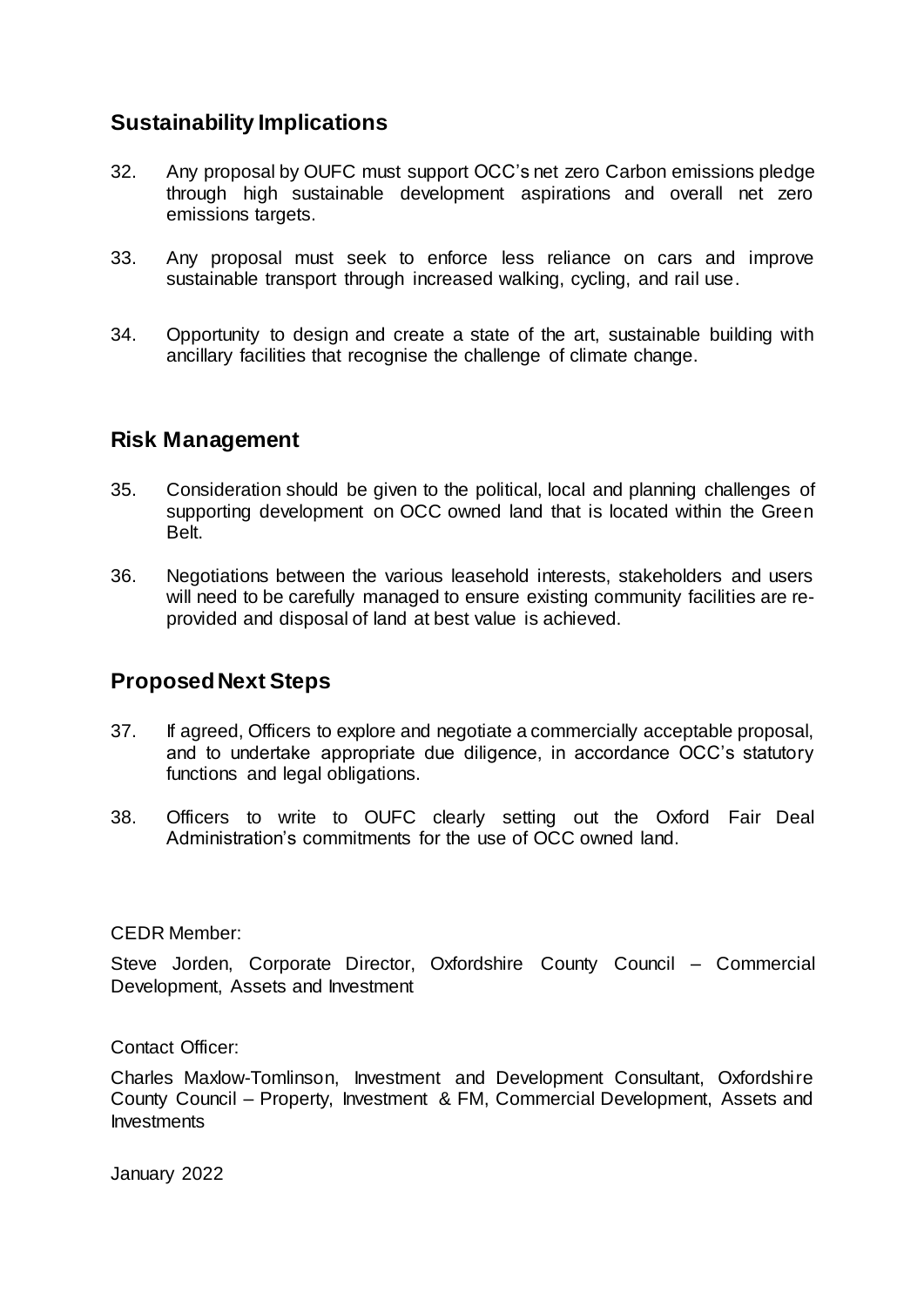## Sustainability Implications

32. Any proposal by OUFC must support OCC's net zero Carbon emissions pledge through high sustainable development aspirations and overall net zero emissions targets.

33. Any proposal must seek to enforce less reliance on cars and improve sustainable transport through increased walking, cycling, and rail use.

34. Opportunity to design and create a state of the art, sustainable building with ancillary facilities that recognise the challenge of climate change.

## Risk Management

35. Consideration should be given to the political, local and planning challenges of supporting development on OCC owned land that is located within the Green Belt.

36. Negotiations between the various leasehold interests, stakeholders and users will need to be carefully managed to ensure existing community facilities are re-provided and disposal of land at best value is achieved.

## Proposed Next Steps

37. If agreed, Officers to explore and negotiate a commercially acceptable proposal, and to undertake appropriate due diligence, in accordance OCC's statutory functions and legal obligations.

38. Officers to write to OUFC clearly setting out the Oxford Fair Deal Administration's commitments for the use of OCC owned land.

CEDR Member:

Steve Jorden, Corporate Director, Oxfordshire County Council – Commercial Development, Assets and Investment

Contact Officer:

Charles Maxlow-Tomlinson, Investment and Development Consultant, Oxfordshire County Council – Property, Investment & FM, Commercial Development, Assets and Investments

January 2022